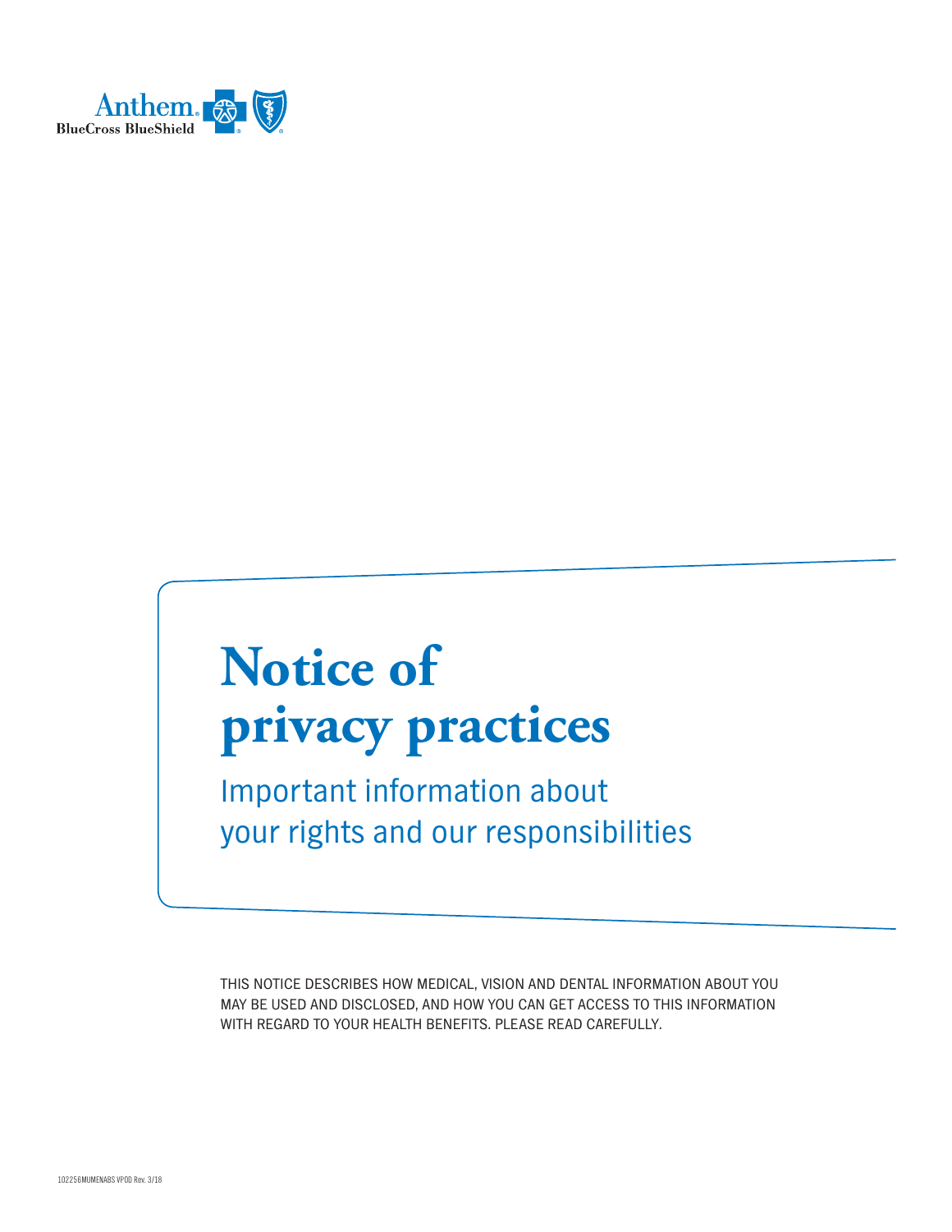Anthem BlueCross BlueShield

# Notice of privacy practices

## Important information about your rights and our responsibilities

THIS NOTICE DESCRIBES HOW MEDICAL, VISION AND DENTAL INFORMATION ABOUT YOU MAY BE USED AND DISCLOSED, AND HOW YOU CAN GET ACCESS TO THIS INFORMATION WITH REGARD TO YOUR HEALTH BENEFITS. PLEASE READ CAREFULLY.

102256MUMENABS VPOD Rev. 3/18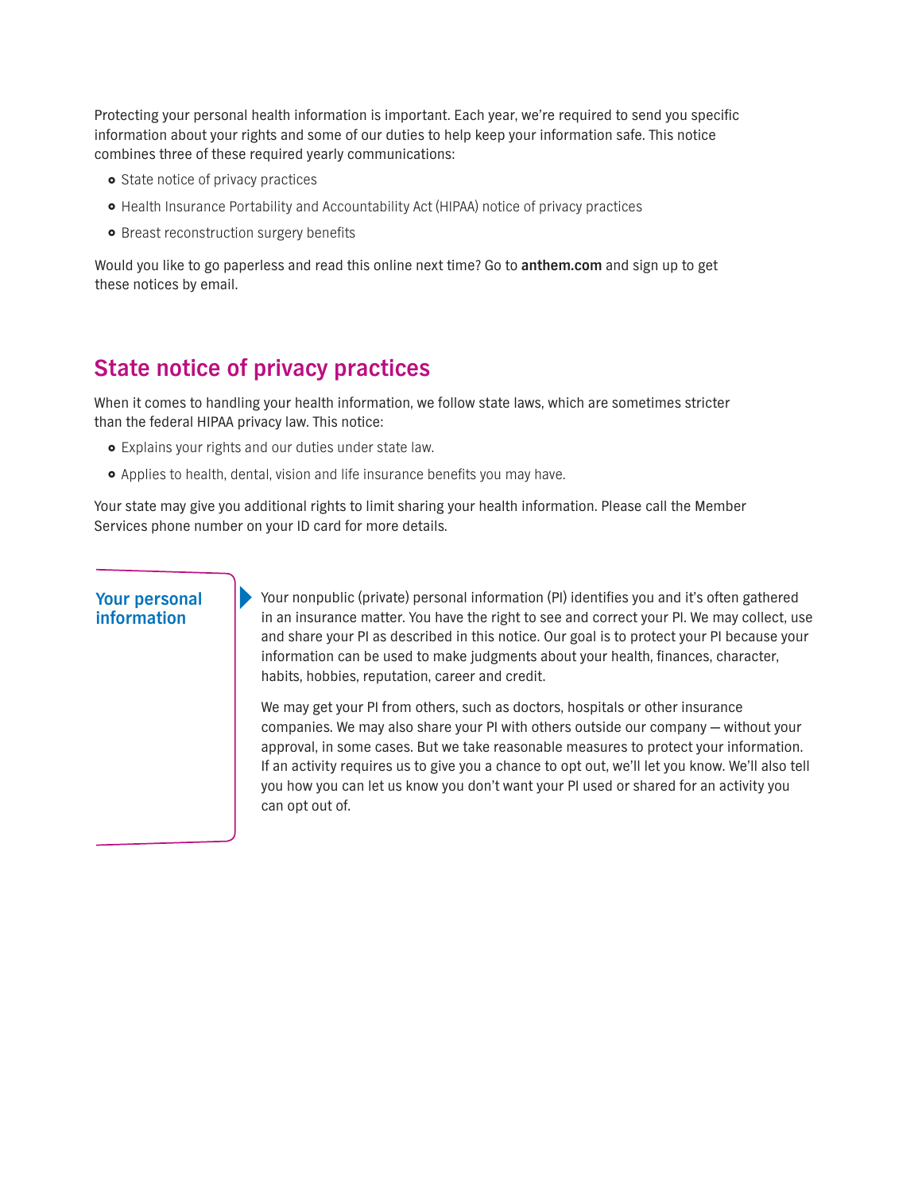Protecting your personal health information is important. Each year, we're required to send you specific information about your rights and some of our duties to help keep your information safe. This notice combines three of these required yearly communications:

- State notice of privacy practices
- Health Insurance Portability and Accountability Act (HIPAA) notice of privacy practices
- Breast reconstruction surgery benefits

Would you like to go paperless and read this online next time? Go to **anthem.com** and sign up to get these notices by email.

## State notice of privacy practices

When it comes to handling your health information, we follow state laws, which are sometimes stricter than the federal HIPAA privacy law. This notice:

- Explains your rights and our duties under state law.
- Applies to health, dental, vision and life insurance benefits you may have.

Your state may give you additional rights to limit sharing your health information. Please call the Member Services phone number on your ID card for more details.

### Your personal information

Your nonpublic (private) personal information (PI) identifies you and it's often gathered in an insurance matter. You have the right to see and correct your PI. We may collect, use and share your PI as described in this notice. Our goal is to protect your PI because your information can be used to make judgments about your health, finances, character, habits, hobbies, reputation, career and credit.

We may get your PI from others, such as doctors, hospitals or other insurance companies. We may also share your PI with others outside our company — without your approval, in some cases. But we take reasonable measures to protect your information. If an activity requires us to give you a chance to opt out, we'll let you know. We'll also tell you how you can let us know you don't want your PI used or shared for an activity you can opt out of.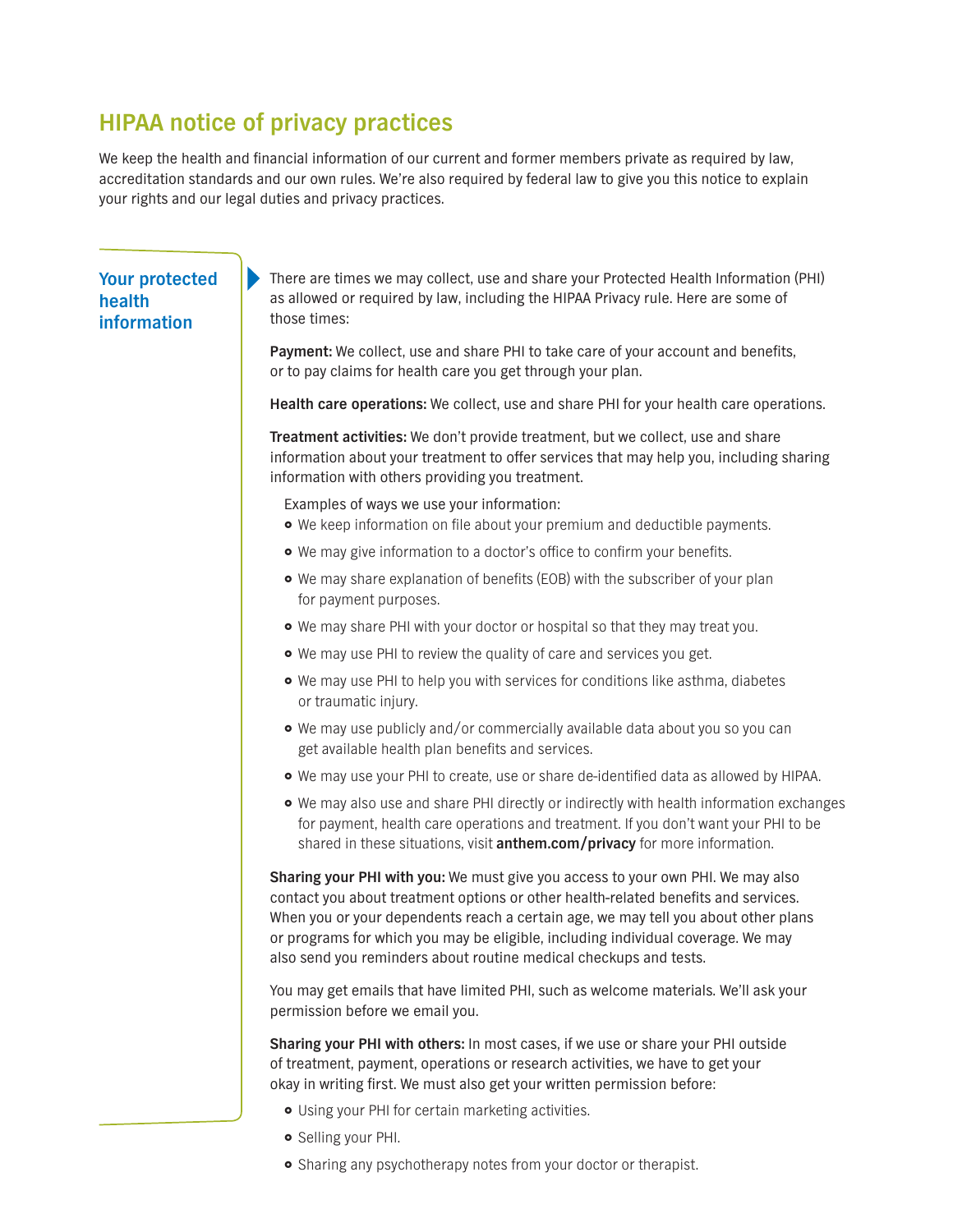## HIPAA notice of privacy practices

We keep the health and financial information of our current and former members private as required by law, accreditation standards and our own rules. We're also required by federal law to give you this notice to explain your rights and our legal duties and privacy practices.

### Your protected health information

There are times we may collect, use and share your Protected Health Information (PHI) as allowed or required by law, including the HIPAA Privacy rule. Here are some of those times:

**Payment:** We collect, use and share PHI to take care of your account and benefits, or to pay claims for health care you get through your plan.

**Health care operations:** We collect, use and share PHI for your health care operations.

**Treatment activities:** We don't provide treatment, but we collect, use and share information about your treatment to offer services that may help you, including sharing information with others providing you treatment.

Examples of ways we use your information:

- We keep information on file about your premium and deductible payments.
- We may give information to a doctor's office to confirm your benefits.
- We may share explanation of benefits (EOB) with the subscriber of your plan for payment purposes.
- We may share PHI with your doctor or hospital so that they may treat you.
- We may use PHI to review the quality of care and services you get.
- We may use PHI to help you with services for conditions like asthma, diabetes or traumatic injury.
- We may use publicly and/or commercially available data about you so you can get available health plan benefits and services.
- We may use your PHI to create, use or share de-identified data as allowed by HIPAA.
- We may also use and share PHI directly or indirectly with health information exchanges for payment, health care operations and treatment. If you don't want your PHI to be shared in these situations, visit **anthem.com/privacy** for more information.

**Sharing your PHI with you:** We must give you access to your own PHI. We may also contact you about treatment options or other health-related benefits and services. When you or your dependents reach a certain age, we may tell you about other plans or programs for which you may be eligible, including individual coverage. We may also send you reminders about routine medical checkups and tests.

You may get emails that have limited PHI, such as welcome materials. We'll ask your permission before we email you.

**Sharing your PHI with others:** In most cases, if we use or share your PHI outside of treatment, payment, operations or research activities, we have to get your okay in writing first. We must also get your written permission before:

- Using your PHI for certain marketing activities.
- Selling your PHI.
- Sharing any psychotherapy notes from your doctor or therapist.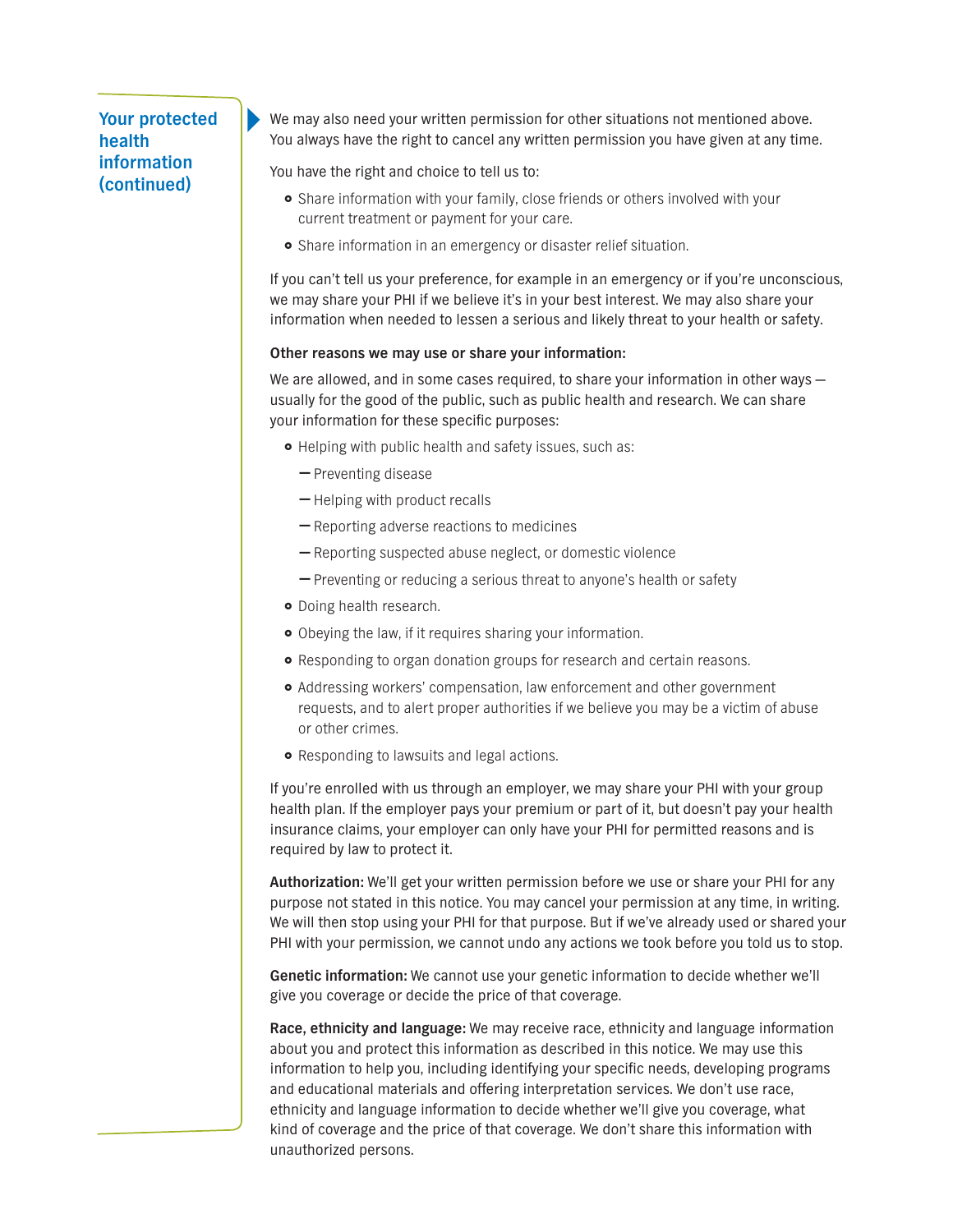## Your protected health information (continued)

We may also need your written permission for other situations not mentioned above. You always have the right to cancel any written permission you have given at any time.

You have the right and choice to tell us to:

- Share information with your family, close friends or others involved with your current treatment or payment for your care.
- Share information in an emergency or disaster relief situation.

If you can't tell us your preference, for example in an emergency or if you're unconscious, we may share your PHI if we believe it's in your best interest. We may also share your information when needed to lessen a serious and likely threat to your health or safety.

**Other reasons we may use or share your information:**

We are allowed, and in some cases required, to share your information in other ways — usually for the good of the public, such as public health and research. We can share your information for these specific purposes:

- Helping with public health and safety issues, such as:
  - Preventing disease
  - Helping with product recalls
  - Reporting adverse reactions to medicines
  - Reporting suspected abuse neglect, or domestic violence
  - Preventing or reducing a serious threat to anyone's health or safety
- Doing health research.
- Obeying the law, if it requires sharing your information.
- Responding to organ donation groups for research and certain reasons.
- Addressing workers' compensation, law enforcement and other government requests, and to alert proper authorities if we believe you may be a victim of abuse or other crimes.
- Responding to lawsuits and legal actions.

If you're enrolled with us through an employer, we may share your PHI with your group health plan. If the employer pays your premium or part of it, but doesn't pay your health insurance claims, your employer can only have your PHI for permitted reasons and is required by law to protect it.

**Authorization:** We'll get your written permission before we use or share your PHI for any purpose not stated in this notice. You may cancel your permission at any time, in writing. We will then stop using your PHI for that purpose. But if we've already used or shared your PHI with your permission, we cannot undo any actions we took before you told us to stop.

**Genetic information:** We cannot use your genetic information to decide whether we'll give you coverage or decide the price of that coverage.

**Race, ethnicity and language:** We may receive race, ethnicity and language information about you and protect this information as described in this notice. We may use this information to help you, including identifying your specific needs, developing programs and educational materials and offering interpretation services. We don't use race, ethnicity and language information to decide whether we'll give you coverage, what kind of coverage and the price of that coverage. We don't share this information with unauthorized persons.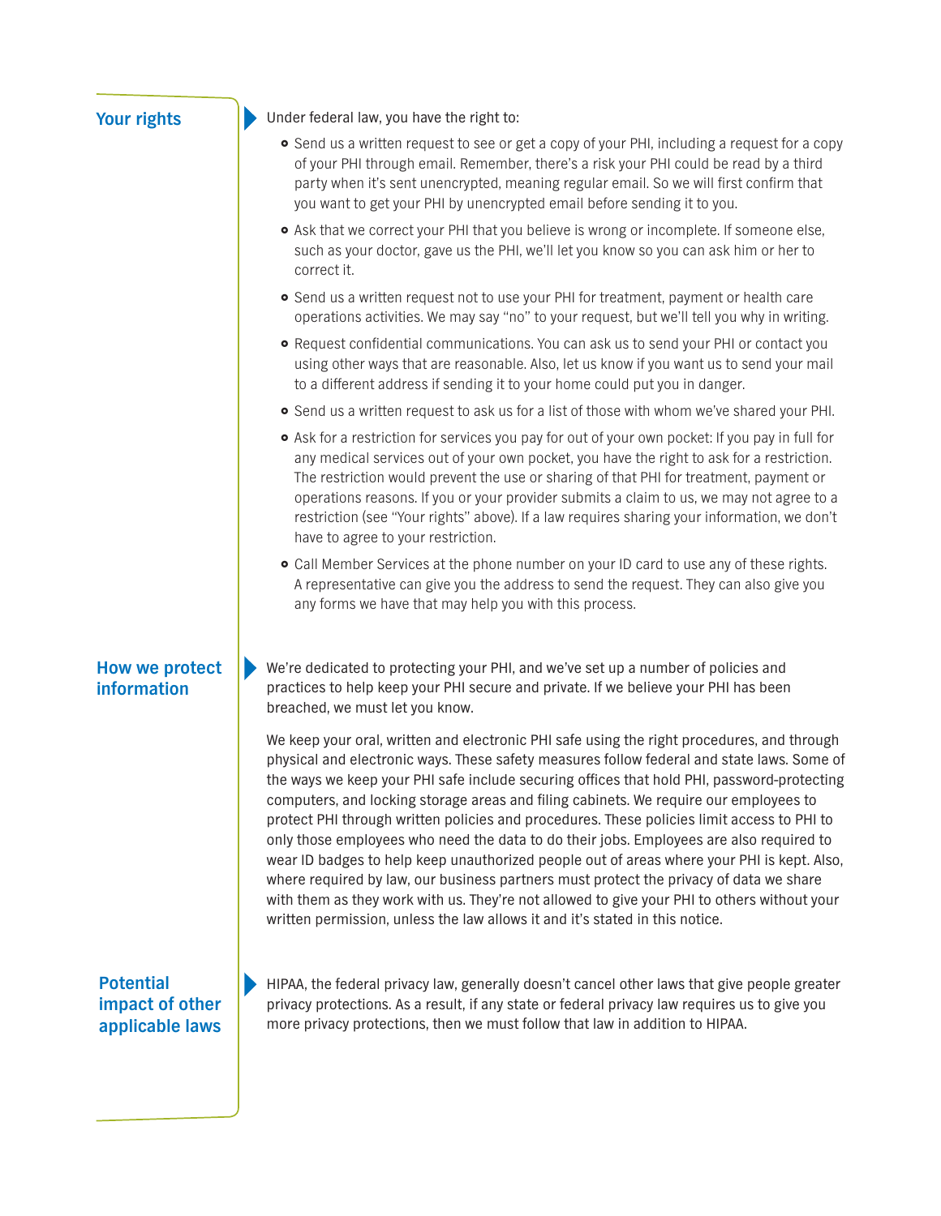## Your rights

Under federal law, you have the right to:

- Send us a written request to see or get a copy of your PHI, including a request for a copy of your PHI through email. Remember, there's a risk your PHI could be read by a third party when it's sent unencrypted, meaning regular email. So we will first confirm that you want to get your PHI by unencrypted email before sending it to you.
- Ask that we correct your PHI that you believe is wrong or incomplete. If someone else, such as your doctor, gave us the PHI, we'll let you know so you can ask him or her to correct it.
- Send us a written request not to use your PHI for treatment, payment or health care operations activities. We may say "no" to your request, but we'll tell you why in writing.
- Request confidential communications. You can ask us to send your PHI or contact you using other ways that are reasonable. Also, let us know if you want us to send your mail to a different address if sending it to your home could put you in danger.
- Send us a written request to ask us for a list of those with whom we've shared your PHI.
- Ask for a restriction for services you pay for out of your own pocket: If you pay in full for any medical services out of your own pocket, you have the right to ask for a restriction. The restriction would prevent the use or sharing of that PHI for treatment, payment or operations reasons. If you or your provider submits a claim to us, we may not agree to a restriction (see "Your rights" above). If a law requires sharing your information, we don't have to agree to your restriction.
- Call Member Services at the phone number on your ID card to use any of these rights. A representative can give you the address to send the request. They can also give you any forms we have that may help you with this process.

## How we protect information

We're dedicated to protecting your PHI, and we've set up a number of policies and practices to help keep your PHI secure and private. If we believe your PHI has been breached, we must let you know.

We keep your oral, written and electronic PHI safe using the right procedures, and through physical and electronic ways. These safety measures follow federal and state laws. Some of the ways we keep your PHI safe include securing offices that hold PHI, password-protecting computers, and locking storage areas and filing cabinets. We require our employees to protect PHI through written policies and procedures. These policies limit access to PHI to only those employees who need the data to do their jobs. Employees are also required to wear ID badges to help keep unauthorized people out of areas where your PHI is kept. Also, where required by law, our business partners must protect the privacy of data we share with them as they work with us. They're not allowed to give your PHI to others without your written permission, unless the law allows it and it's stated in this notice.

## Potential impact of other applicable laws

HIPAA, the federal privacy law, generally doesn't cancel other laws that give people greater privacy protections. As a result, if any state or federal privacy law requires us to give you more privacy protections, then we must follow that law in addition to HIPAA.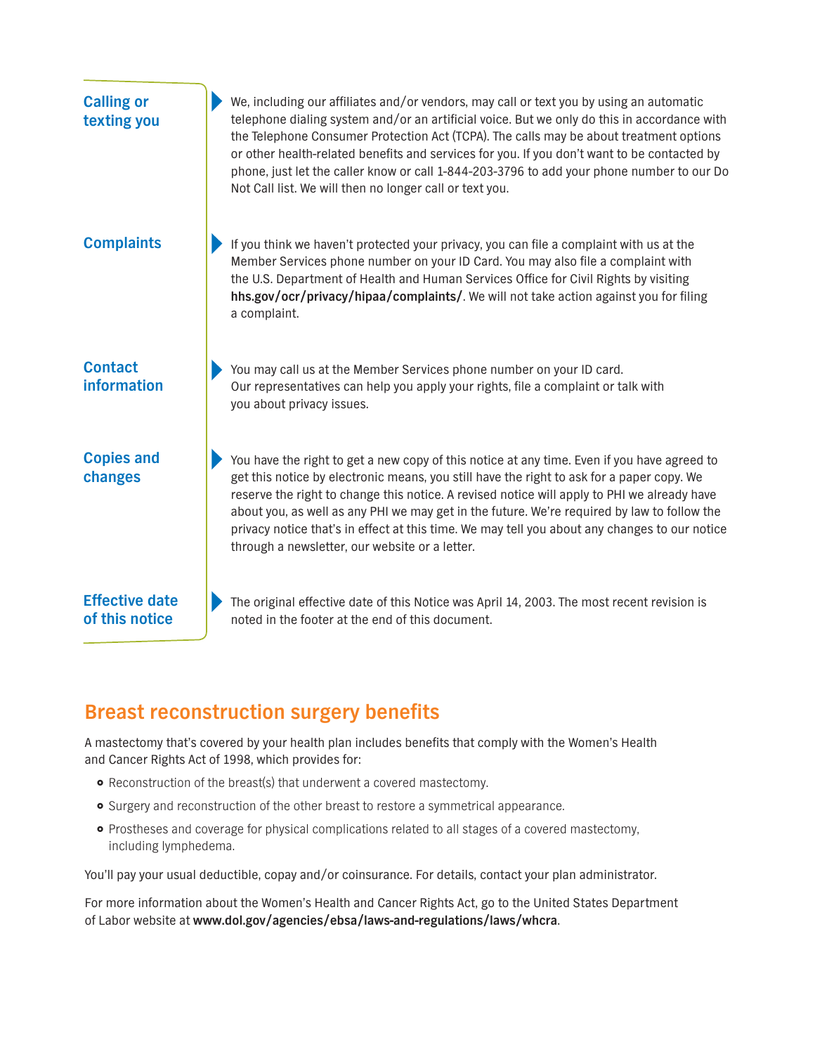### Calling or texting you

We, including our affiliates and/or vendors, may call or text you by using an automatic telephone dialing system and/or an artificial voice. But we only do this in accordance with the Telephone Consumer Protection Act (TCPA). The calls may be about treatment options or other health-related benefits and services for you. If you don't want to be contacted by phone, just let the caller know or call 1-844-203-3796 to add your phone number to our Do Not Call list. We will then no longer call or text you.

### Complaints

If you think we haven't protected your privacy, you can file a complaint with us at the Member Services phone number on your ID Card. You may also file a complaint with the U.S. Department of Health and Human Services Office for Civil Rights by visiting **hhs.gov/ocr/privacy/hipaa/complaints/**. We will not take action against you for filing a complaint.

### Contact information

You may call us at the Member Services phone number on your ID card. Our representatives can help you apply your rights, file a complaint or talk with you about privacy issues.

### Copies and changes

You have the right to get a new copy of this notice at any time. Even if you have agreed to get this notice by electronic means, you still have the right to ask for a paper copy. We reserve the right to change this notice. A revised notice will apply to PHI we already have about you, as well as any PHI we may get in the future. We're required by law to follow the privacy notice that's in effect at this time. We may tell you about any changes to our notice through a newsletter, our website or a letter.

### Effective date of this notice

The original effective date of this Notice was April 14, 2003. The most recent revision is noted in the footer at the end of this document.

## Breast reconstruction surgery benefits

A mastectomy that's covered by your health plan includes benefits that comply with the Women's Health and Cancer Rights Act of 1998, which provides for:

- Reconstruction of the breast(s) that underwent a covered mastectomy.
- Surgery and reconstruction of the other breast to restore a symmetrical appearance.
- Prostheses and coverage for physical complications related to all stages of a covered mastectomy, including lymphedema.

You'll pay your usual deductible, copay and/or coinsurance. For details, contact your plan administrator.

For more information about the Women's Health and Cancer Rights Act, go to the United States Department of Labor website at **www.dol.gov/agencies/ebsa/laws-and-regulations/laws/whcra**.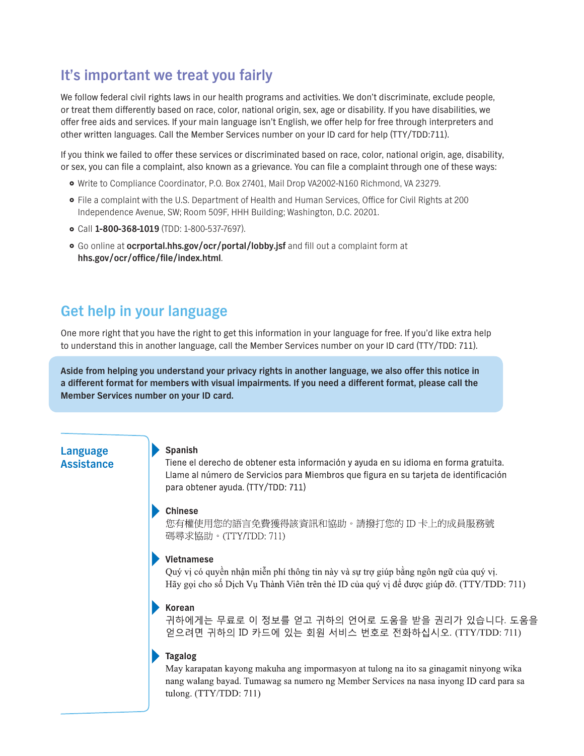## It's important we treat you fairly

We follow federal civil rights laws in our health programs and activities. We don't discriminate, exclude people, or treat them differently based on race, color, national origin, sex, age or disability. If you have disabilities, we offer free aids and services. If your main language isn't English, we offer help for free through interpreters and other written languages. Call the Member Services number on your ID card for help (TTY/TDD:711).

If you think we failed to offer these services or discriminated based on race, color, national origin, age, disability, or sex, you can file a complaint, also known as a grievance. You can file a complaint through one of these ways:

- Write to Compliance Coordinator, P.O. Box 27401, Mail Drop VA2002-N160 Richmond, VA 23279.
- File a complaint with the U.S. Department of Health and Human Services, Office for Civil Rights at 200 Independence Avenue, SW; Room 509F, HHH Building; Washington, D.C. 20201.
- Call **1-800-368-1019** (TDD: 1-800-537-7697).
- Go online at **ocrportal.hhs.gov/ocr/portal/lobby.jsf** and fill out a complaint form at **hhs.gov/ocr/office/file/index.html**.

## Get help in your language

One more right that you have the right to get this information in your language for free. If you'd like extra help to understand this in another language, call the Member Services number on your ID card (TTY/TDD: 711).

**Aside from helping you understand your privacy rights in another language, we also offer this notice in a different format for members with visual impairments. If you need a different format, please call the Member Services number on your ID card.**

### Language Assistance

**Spanish**
Tiene el derecho de obtener esta información y ayuda en su idioma en forma gratuita. Llame al número de Servicios para Miembros que figura en su tarjeta de identificación para obtener ayuda. (TTY/TDD: 711)

**Chinese**
您有權使用您的語言免費獲得該資訊和協助。請撥打您的 ID 卡上的成員服務號碼尋求協助。(TTY/TDD: 711)

**Vietnamese**
Quý vị có quyền nhận miễn phí thông tin này và sự trợ giúp bằng ngôn ngữ của quý vị. Hãy gọi cho số Dịch Vụ Thành Viên trên thẻ ID của quý vị để được giúp đỡ. (TTY/TDD: 711)

**Korean**
귀하에게는 무료로 이 정보를 얻고 귀하의 언어로 도움을 받을 권리가 있습니다. 도움을 얻으려면 귀하의 ID 카드에 있는 회원 서비스 번호로 전화하십시오. (TTY/TDD: 711)

**Tagalog**
May karapatan kayong makuha ang impormasyon at tulong na ito sa ginagamit ninyong wika nang walang bayad. Tumawag sa numero ng Member Services na nasa inyong ID card para sa tulong. (TTY/TDD: 711)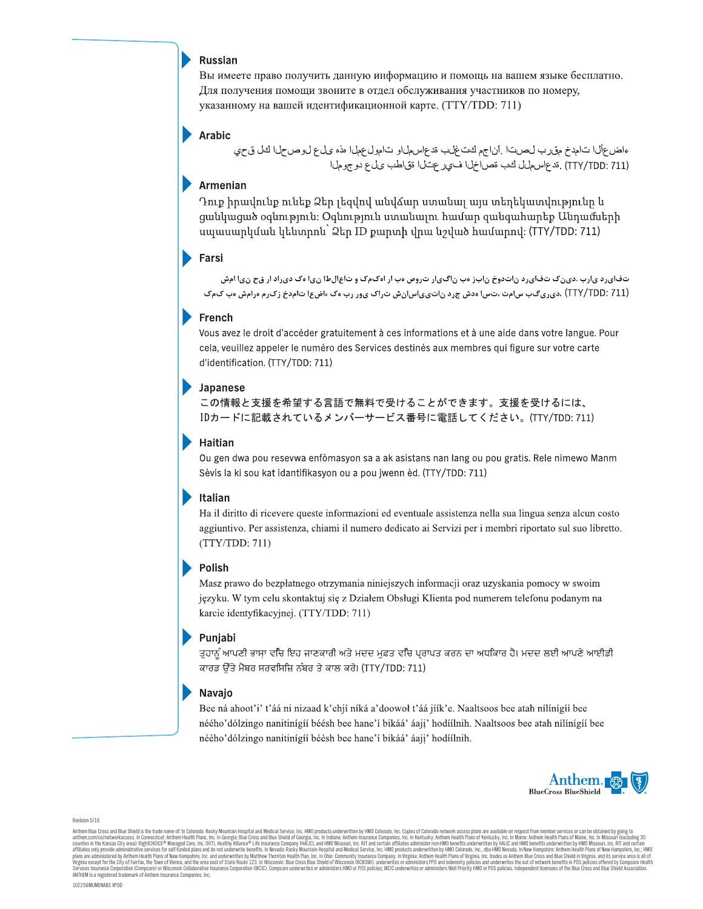## Russian

Вы имеете право получить данную информацию и помощь на вашем языке бесплатно. Для получения помощи звоните в отдел обслуживания участников по номеру, указанному на вашей идентификационной карте. (TTY/TDD: 711)

## Arabic

يحق لك الحصول على هذه المعلومات والمساعدة بلغتك مجانًا. اتصل برقم خدمات الأعضاء الموجود على بطاقة التعريف الخاصة بك للمساعدة. (TTY/TDD: 711)

## Armenian

Դուք իրավունք ունեք Ձեր լեզվով անվճար ստանալ այս տեղեկատվությունը և ցանկացած օգնություն: Օգնություն ստանալու համար զանգահարեք Անդամների սպասարկման կենտրոն՝ Ձեր ID քարտի վրա նշված համարով: (TTY/TDD: 711)

## Farsi

شما این حق را دارید که این اطلاعات و کمک را به صورت رایگان به زبان خودتان دریافت کنید. برای دریافت کمک به شماره مرکز خدمات اعضاء که بر روی کارت شناساییتان درج شده است، تماس بگیرید. (TTY/TDD: 711)

## French

Vous avez le droit d'accéder gratuitement à ces informations et à une aide dans votre langue. Pour cela, veuillez appeler le numéro des Services destinés aux membres qui figure sur votre carte d'identification. (TTY/TDD: 711)

## Japanese

この情報と支援を希望する言語で無料で受けることができます。支援を受けるには、IDカードに記載されているメンバーサービス番号に電話してください。(TTY/TDD: 711)

## Haitian

Ou gen dwa pou resevwa enfòmasyon sa a ak asistans nan lang ou pou gratis. Rele nimewo Manm Sèvis la ki sou kat idantifikasyon ou a pou jwenn èd. (TTY/TDD: 711)

## Italian

Ha il diritto di ricevere queste informazioni ed eventuale assistenza nella sua lingua senza alcun costo aggiuntivo. Per assistenza, chiami il numero dedicato ai Servizi per i membri riportato sul suo libretto. (TTY/TDD: 711)

## Polish

Masz prawo do bezpłatnego otrzymania niniejszych informacji oraz uzyskania pomocy w swoim języku. W tym celu skontaktuj się z Działem Obsługi Klienta pod numerem telefonu podanym na karcie identyfikacyjnej. (TTY/TDD: 711)

## Punjabi

ਤੁਹਾਨੂੰ ਆਪਣੀ ਭਾਸ਼ਾ ਵਿੱਚ ਇਹ ਜਾਣਕਾਰੀ ਅਤੇ ਮਦਦ ਮੁਫ਼ਤ ਵਿੱਚ ਪ੍ਰਾਪਤ ਕਰਨ ਦਾ ਅਧਿਕਾਰ ਹੈ। ਮਦਦ ਲਈ ਆਪਣੇ ਆਈਡੀ ਕਾਰਡ ਉੱਤੇ ਮੈਂਬਰ ਸਰਵਿਸਿਜ਼ ਨੰਬਰ ਤੇ ਕਾਲ ਕਰੋ। (TTY/TDD: 711)

## Navajo

Bee ná ahoot'i' t'áá ni nizaad k'ehjí níká a'doowoł t'áá jíík'e. Naaltsoos bee atah nílínígíí bee nééhó'dólzingo nanitinígíí béésh bee hane'í bikáá' áajį' hodíílnih. Naaltsoos bee atah nílínígíí bee nééhó'dólzingo nanitinígíí béésh bee hane'í bikáá' áajį' hodíílnih.

Anthem BlueCross BlueShield

Revision 5/18

Anthem Blue Cross and Blue Shield is the trade name of: In Colorado: Rocky Mountain Hospital and Medical Service, Inc. HMO products underwritten by HMO Colorado, Inc. Copies of Colorado network access plans are available on request from member services or can be obtained by going to anthem.com/co/networkaccess. In Connecticut: Anthem Health Plans, Inc. In Georgia: Blue Cross and Blue Shield of Georgia, Inc. In Indiana: Anthem Insurance Companies, Inc. In Kentucky: Anthem Health Plans of Kentucky, Inc. In Maine: Anthem Health Plans of Maine, Inc. In Missouri (excluding 30 counties in the Kansas City area): RightCHOICE® Managed Care, Inc. (RIT), Healthy Alliance® Life Insurance Company (HALIC), and HMO Missouri, Inc. RIT and certain affiliates administer non-HMO benefits underwritten by HALIC and HMO benefits underwritten by HMO Missouri, Inc. RIT and certain affiliates only provide administrative services for self-funded plans and do not underwrite benefits. In Nevada: Rocky Mountain Hospital and Medical Service, Inc. HMO products underwritten by HMO Colorado, Inc., dba HMO Nevada. In New Hampshire: Anthem Health Plans of New Hampshire, Inc.; HMO plans are administered by Anthem Health Plans of New Hampshire, Inc. and underwritten by Matthew Thornton Health Plan, Inc. In Ohio: Community Insurance Company. In Virginia: Anthem Health Plans of Virginia, Inc. trades as Anthem Blue Cross and Blue Shield in Virginia, and its service area is all of Virginia except for the City of Fairfax, the Town of Vienna, and the area east of State Route 123. In Wisconsin: Blue Cross Blue Shield of Wisconsin (BCBSWi), underwrites or administers PPO and indemnity policies and underwrites the out of network benefits in POS policies offered by Compcare Health Services Insurance Corporation (Compcare) or Wisconsin Collaborative Insurance Corporation (WCIC). Compcare underwrites or administers HMO or POS policies; WCIC underwrites or administers Well Priority HMO or POS policies. Independent licensees of the Blue Cross and Blue Shield Association. ANTHEM is a registered trademark of Anthem Insurance Companies, Inc.

102256MUMENABS VPOD